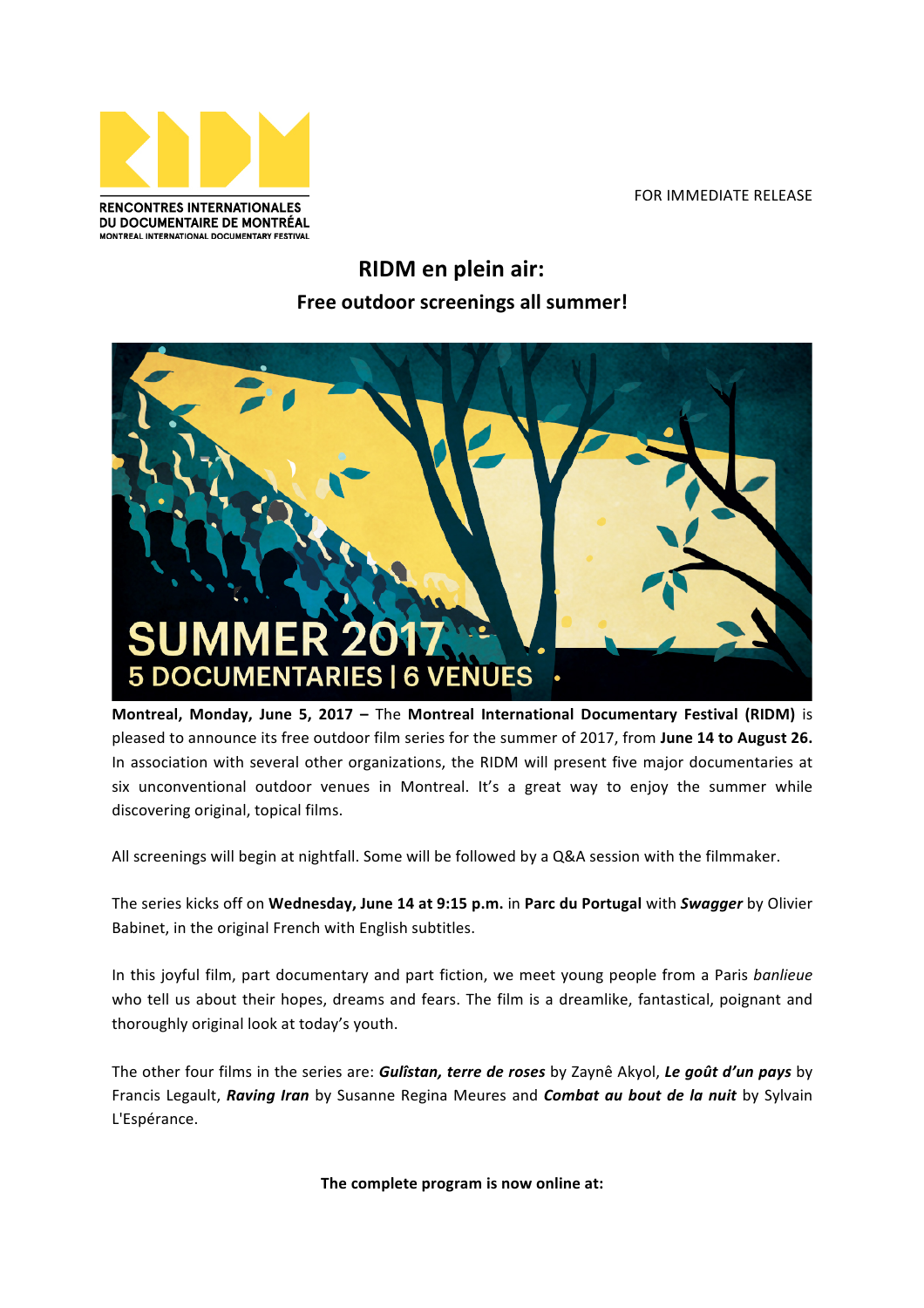FOR IMMEDIATE RELEASE

# RIDM en plein air:

## Free outdoor screenings all summer!

**Montreal, Monday, June 5, 2017 –** The **Montreal International Documentary Festival (RIDM)** is pleased to announce its free outdoor film series for the summer of 2017, from **June 14 to August 26.** In association with several other organizations, the RIDM will present five major documentaries at six unconventional outdoor venues in Montreal. It's a great way to enjoy the summer while discovering original, topical films.

All screenings will begin at nightfall. Some will be followed by a Q&A session with the filmmaker.

The series kicks off on **Wednesday, June 14 at 9:15 p.m.** in **Parc du Portugal** with ***Swagger*** by Olivier Babinet, in the original French with English subtitles.

In this joyful film, part documentary and part fiction, we meet young people from a Paris *banlieue* who tell us about their hopes, dreams and fears. The film is a dreamlike, fantastical, poignant and thoroughly original look at today's youth.

The other four films in the series are: ***Gulîstan, terre de roses*** by Zaynê Akyol, ***Le goût d'un pays*** by Francis Legault, ***Raving Iran*** by Susanne Regina Meures and ***Combat au bout de la nuit*** by Sylvain L'Espérance.

**The complete program is now online at:**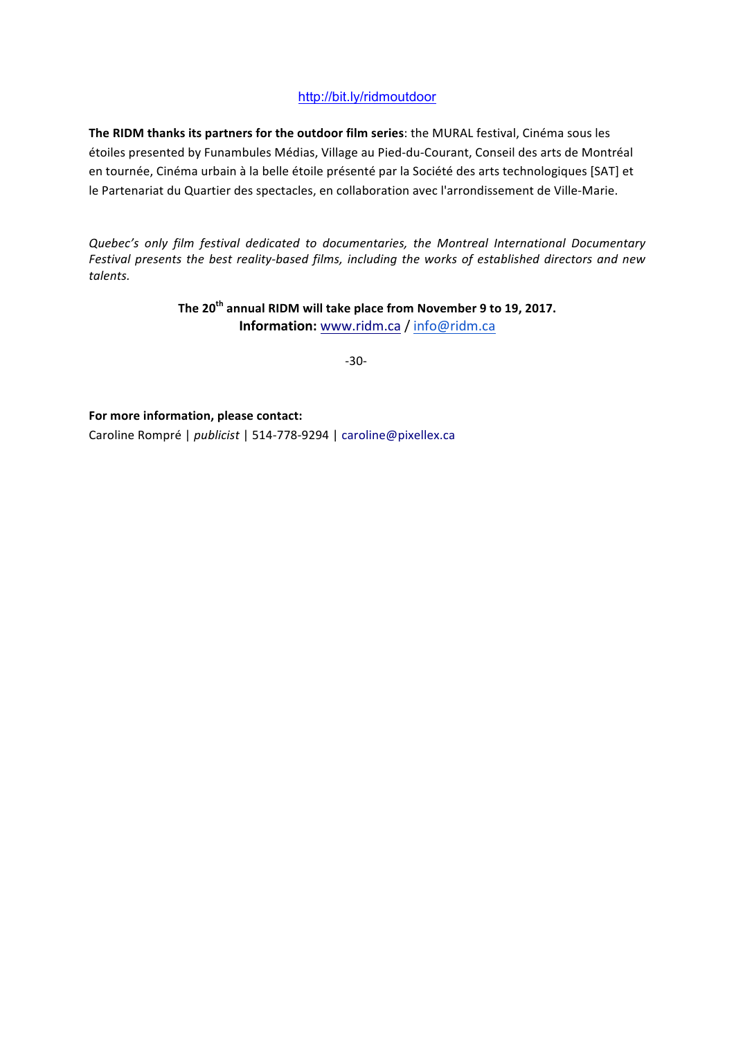http://bit.ly/ridmoutdoor

**The RIDM thanks its partners for the outdoor film series**: the MURAL festival, Cinéma sous les étoiles presented by Funambules Médias, Village au Pied-du-Courant, Conseil des arts de Montréal en tournée, Cinéma urbain à la belle étoile présenté par la Société des arts technologiques [SAT] et le Partenariat du Quartier des spectacles, en collaboration avec l'arrondissement de Ville-Marie.

*Quebec's only film festival dedicated to documentaries, the Montreal International Documentary Festival presents the best reality-based films, including the works of established directors and new talents.*

**The 20th annual RIDM will take place from November 9 to 19, 2017.**
**Information:** www.ridm.ca / info@ridm.ca

-30-

**For more information, please contact:**
Caroline Rompré | *publicist* | 514-778-9294 | caroline@pixellex.ca